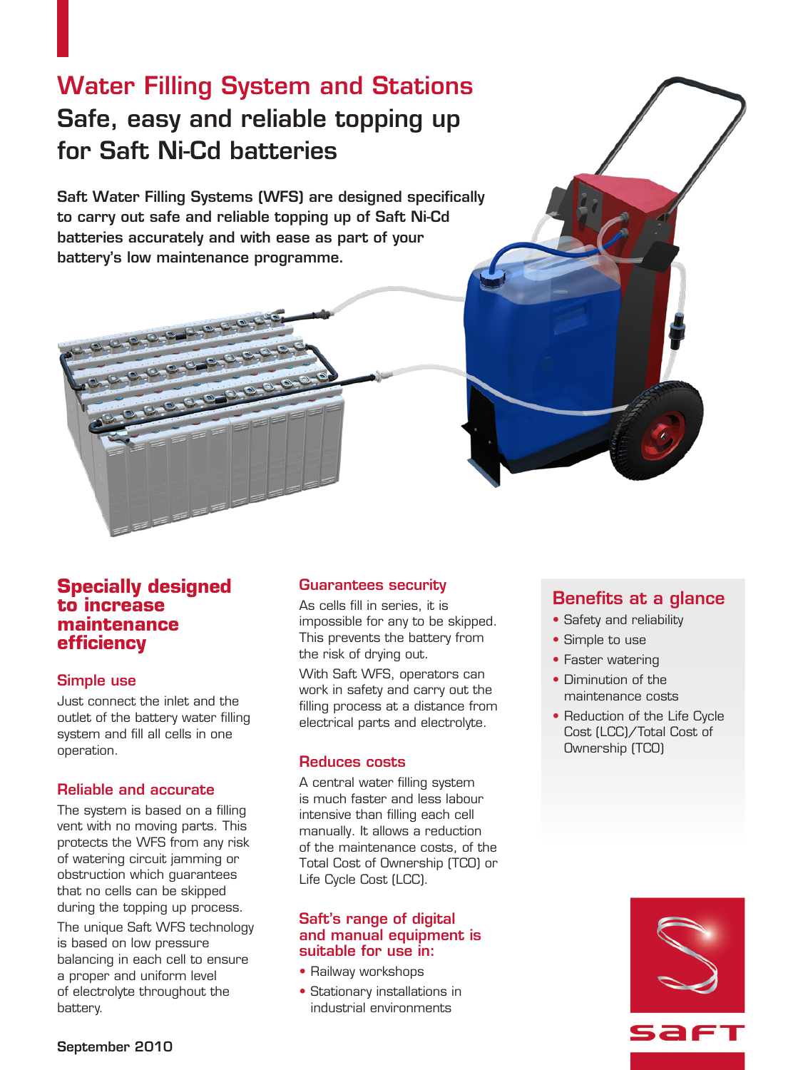# Water Filling System and Stations

## Safe, easy and reliable topping up for Saft Ni-Cd batteries

**Saft Water Filling Systems (WFS) are designed specifically to carry out safe and reliable topping up of Saft Ni-Cd batteries accurately and with ease as part of your battery's low maintenance programme.**

## Specially designed to increase maintenance efficiency

### Simple use

Just connect the inlet and the outlet of the battery water filling system and fill all cells in one operation.

### Reliable and accurate

The system is based on a filling vent with no moving parts. This protects the WFS from any risk of watering circuit jamming or obstruction which guarantees that no cells can be skipped during the topping up process.

The unique Saft WFS technology is based on low pressure balancing in each cell to ensure a proper and uniform level of electrolyte throughout the battery.

### Guarantees security

As cells fill in series, it is impossible for any to be skipped. This prevents the battery from the risk of drying out.

With Saft WFS, operators can work in safety and carry out the filling process at a distance from electrical parts and electrolyte.

### Reduces costs

A central water filling system is much faster and less labour intensive than filling each cell manually. It allows a reduction of the maintenance costs, of the Total Cost of Ownership (TCO) or Life Cycle Cost (LCC).

### Saft's range of digital and manual equipment is suitable for use in:

- Railway workshops
- Stationary installations in industrial environments

## Benefits at a glance

- Safety and reliability
- Simple to use
- Faster watering
- Diminution of the maintenance costs
- Reduction of the Life Cycle Cost (LCC)/Total Cost of Ownership (TCO)

September 2010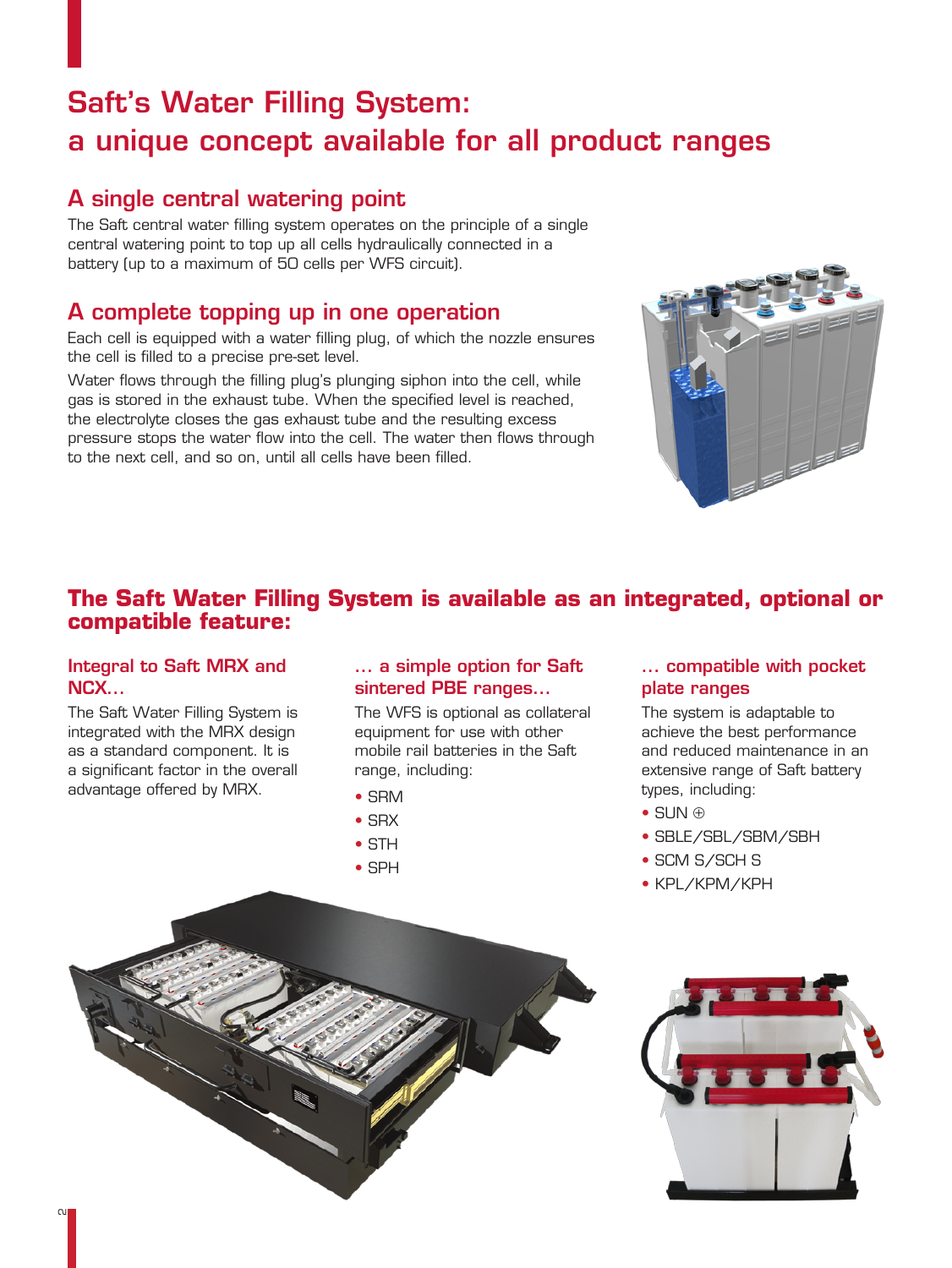# Saft's Water Filling System: a unique concept available for all product ranges

## A single central watering point

The Saft central water filling system operates on the principle of a single central watering point to top up all cells hydraulically connected in a battery (up to a maximum of 50 cells per WFS circuit).

## A complete topping up in one operation

Each cell is equipped with a water filling plug, of which the nozzle ensures the cell is filled to a precise pre-set level.

Water flows through the filling plug's plunging siphon into the cell, while gas is stored in the exhaust tube. When the specified level is reached, the electrolyte closes the gas exhaust tube and the resulting excess pressure stops the water flow into the cell. The water then flows through to the next cell, and so on, until all cells have been filled.

## The Saft Water Filling System is available as an integrated, optional or compatible feature:

### Integral to Saft MRX and NCX…

The Saft Water Filling System is integrated with the MRX design as a standard component. It is a significant factor in the overall advantage offered by MRX.

### … a simple option for Saft sintered PBE ranges…

The WFS is optional as collateral equipment for use with other mobile rail batteries in the Saft range, including:

- SRM
- SRX
- STH
- SPH

### … compatible with pocket plate ranges

The system is adaptable to achieve the best performance and reduced maintenance in an extensive range of Saft battery types, including:

- SUN ⊕
- SBLE/SBL/SBM/SBH
- SCM S/SCH S
- KPL/KPM/KPH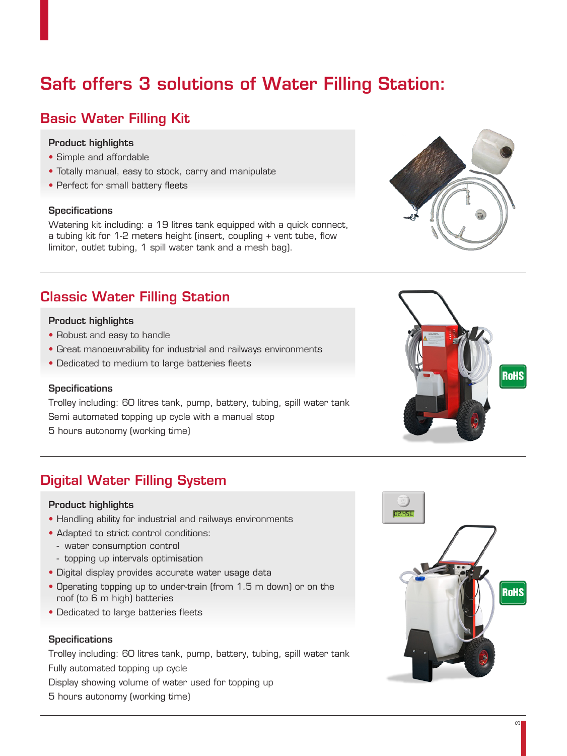# Saft offers 3 solutions of Water Filling Station:

## Basic Water Filling Kit

### Product highlights

- Simple and affordable
- Totally manual, easy to stock, carry and manipulate
- Perfect for small battery fleets

### Specifications

Watering kit including: a 19 litres tank equipped with a quick connect, a tubing kit for 1-2 meters height (insert, coupling + vent tube, flow limitor, outlet tubing, 1 spill water tank and a mesh bag).

---

## Classic Water Filling Station

### Product highlights

- Robust and easy to handle
- Great manoeuvrability for industrial and railways environments
- Dedicated to medium to large batteries fleets

### Specifications

Trolley including: 60 litres tank, pump, battery, tubing, spill water tank

Semi automated topping up cycle with a manual stop

5 hours autonomy (working time)

RoHS

---

## Digital Water Filling System

### Product highlights

- Handling ability for industrial and railways environments
- Adapted to strict control conditions:
  - water consumption control
  - topping up intervals optimisation
- Digital display provides accurate water usage data
- Operating topping up to under-train (from 1.5 m down) or on the roof (to 6 m high) batteries
- Dedicated to large batteries fleets

### Specifications

Trolley including: 60 litres tank, pump, battery, tubing, spill water tank

Fully automated topping up cycle

Display showing volume of water used for topping up

5 hours autonomy (working time)

RoHS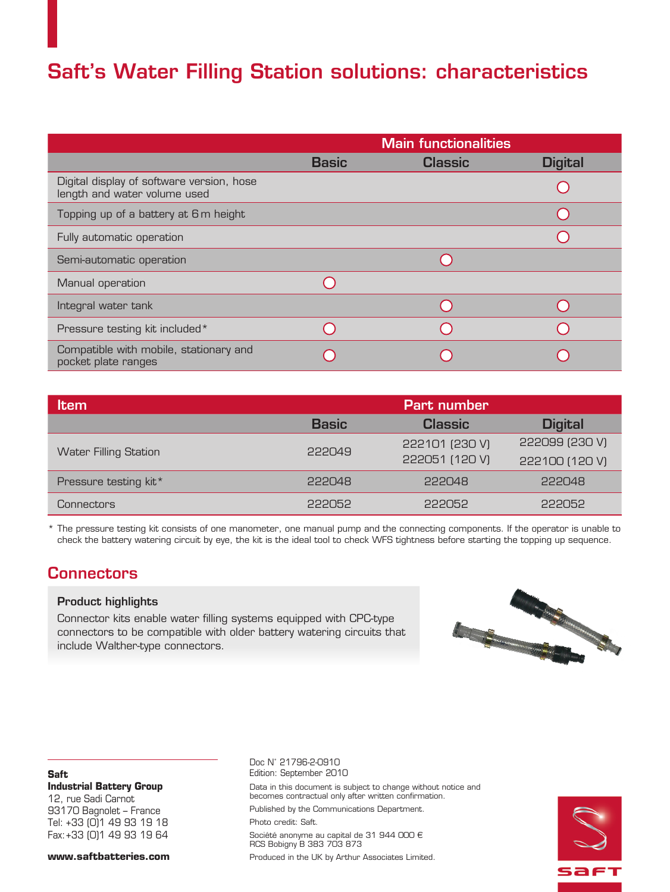# Saft's Water Filling Station solutions: characteristics

| | Main functionalities | | |
|---|---|---|---|
| | **Basic** | **Classic** | **Digital** |
| Digital display of software version, hose length and water volume used | | | ○ |
| Topping up of a battery at 6 m height | | | ○ |
| Fully automatic operation | | | ○ |
| Semi-automatic operation | | ○ | |
| Manual operation | ○ | | |
| Integral water tank | | ○ | ○ |
| Pressure testing kit included* | ○ | ○ | ○ |
| Compatible with mobile, stationary and pocket plate ranges | ○ | ○ | ○ |

| Item | Part number | | |
|---|---|---|---|
| | **Basic** | **Classic** | **Digital** |
| Water Filling Station | 222049 | 222101 (230 V)<br>222051 (120 V) | 222099 (230 V)<br>222100 (120 V) |
| Pressure testing kit* | 222048 | 222048 | 222048 |
| Connectors | 222052 | 222052 | 222052 |

* The pressure testing kit consists of one manometer, one manual pump and the connecting components. If the operator is unable to check the battery watering circuit by eye, the kit is the ideal tool to check WFS tightness before starting the topping up sequence.

## Connectors

### Product highlights

Connector kits enable water filling systems equipped with CPC-type connectors to be compatible with older battery watering circuits that include Walther-type connectors.

**Saft**
**Industrial Battery Group**
12, rue Sadi Carnot
93170 Bagnolet – France
Tel: +33 (0)1 49 93 19 18
Fax: +33 (0)1 49 93 19 64

**www.saftbatteries.com**

Doc N° 21796-2-0910
Edition: September 2010

Data in this document is subject to change without notice and becomes contractual only after written confirmation.

Published by the Communications Department.

Photo credit: Saft.

Société anonyme au capital de 31 944 000 €
RCS Bobigny B 383 703 873

Produced in the UK by Arthur Associates Limited.